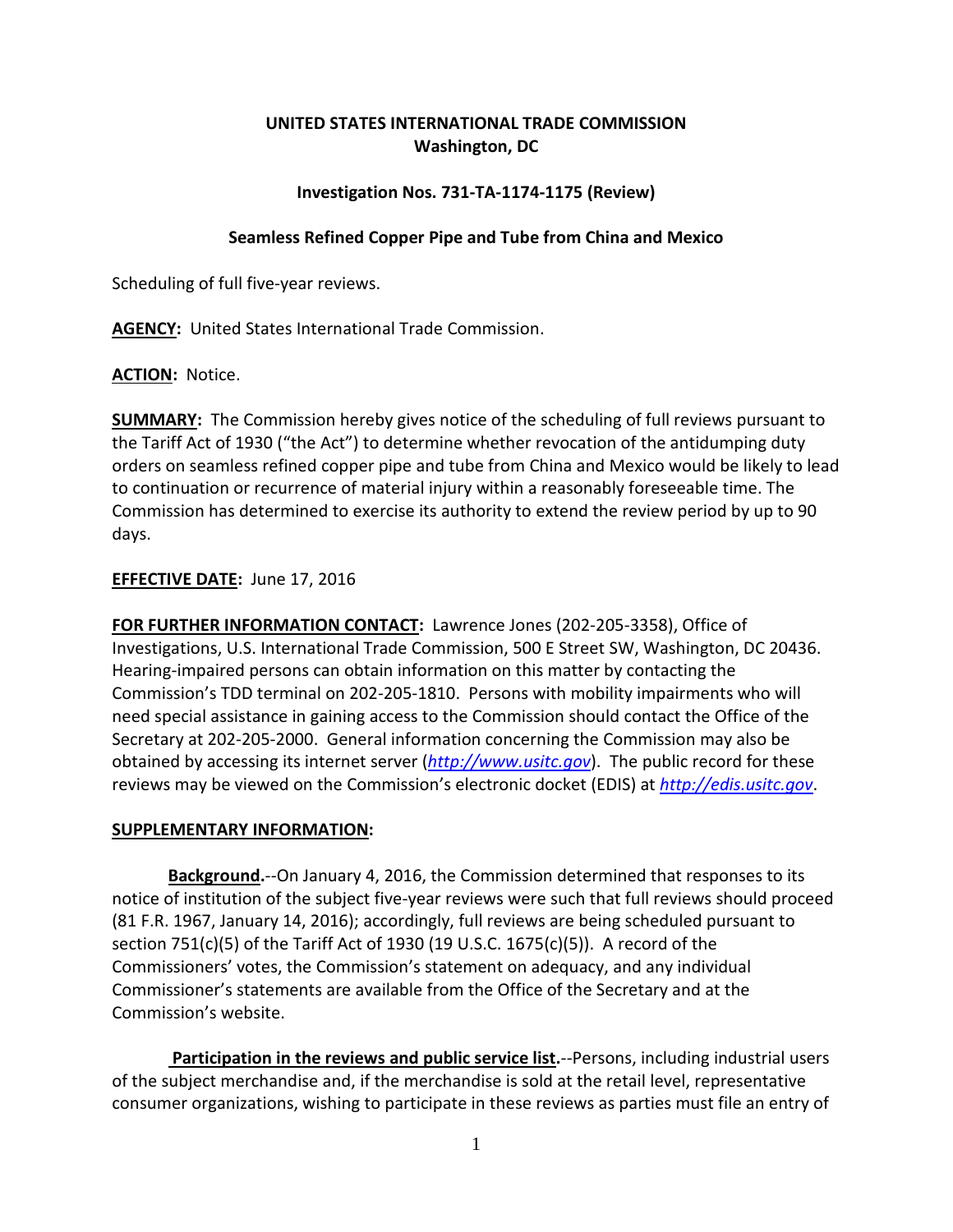**UNITED STATES INTERNATIONAL TRADE COMMISSION**
**Washington, DC**

**Investigation Nos. 731-TA-1174-1175 (Review)**

**Seamless Refined Copper Pipe and Tube from China and Mexico**

Scheduling of full five-year reviews.

**AGENCY:** United States International Trade Commission.

**ACTION:** Notice.

**SUMMARY:** The Commission hereby gives notice of the scheduling of full reviews pursuant to the Tariff Act of 1930 ("the Act") to determine whether revocation of the antidumping duty orders on seamless refined copper pipe and tube from China and Mexico would be likely to lead to continuation or recurrence of material injury within a reasonably foreseeable time. The Commission has determined to exercise its authority to extend the review period by up to 90 days.

**EFFECTIVE DATE:** June 17, 2016

**FOR FURTHER INFORMATION CONTACT:** Lawrence Jones (202-205-3358), Office of Investigations, U.S. International Trade Commission, 500 E Street SW, Washington, DC 20436. Hearing-impaired persons can obtain information on this matter by contacting the Commission's TDD terminal on 202-205-1810. Persons with mobility impairments who will need special assistance in gaining access to the Commission should contact the Office of the Secretary at 202-205-2000. General information concerning the Commission may also be obtained by accessing its internet server (*http://www.usitc.gov*). The public record for these reviews may be viewed on the Commission's electronic docket (EDIS) at *http://edis.usitc.gov*.

**SUPPLEMENTARY INFORMATION:**

**Background.**--On January 4, 2016, the Commission determined that responses to its notice of institution of the subject five-year reviews were such that full reviews should proceed (81 F.R. 1967, January 14, 2016); accordingly, full reviews are being scheduled pursuant to section 751(c)(5) of the Tariff Act of 1930 (19 U.S.C. 1675(c)(5)). A record of the Commissioners' votes, the Commission's statement on adequacy, and any individual Commissioner's statements are available from the Office of the Secretary and at the Commission's website.

**Participation in the reviews and public service list.**--Persons, including industrial users of the subject merchandise and, if the merchandise is sold at the retail level, representative consumer organizations, wishing to participate in these reviews as parties must file an entry of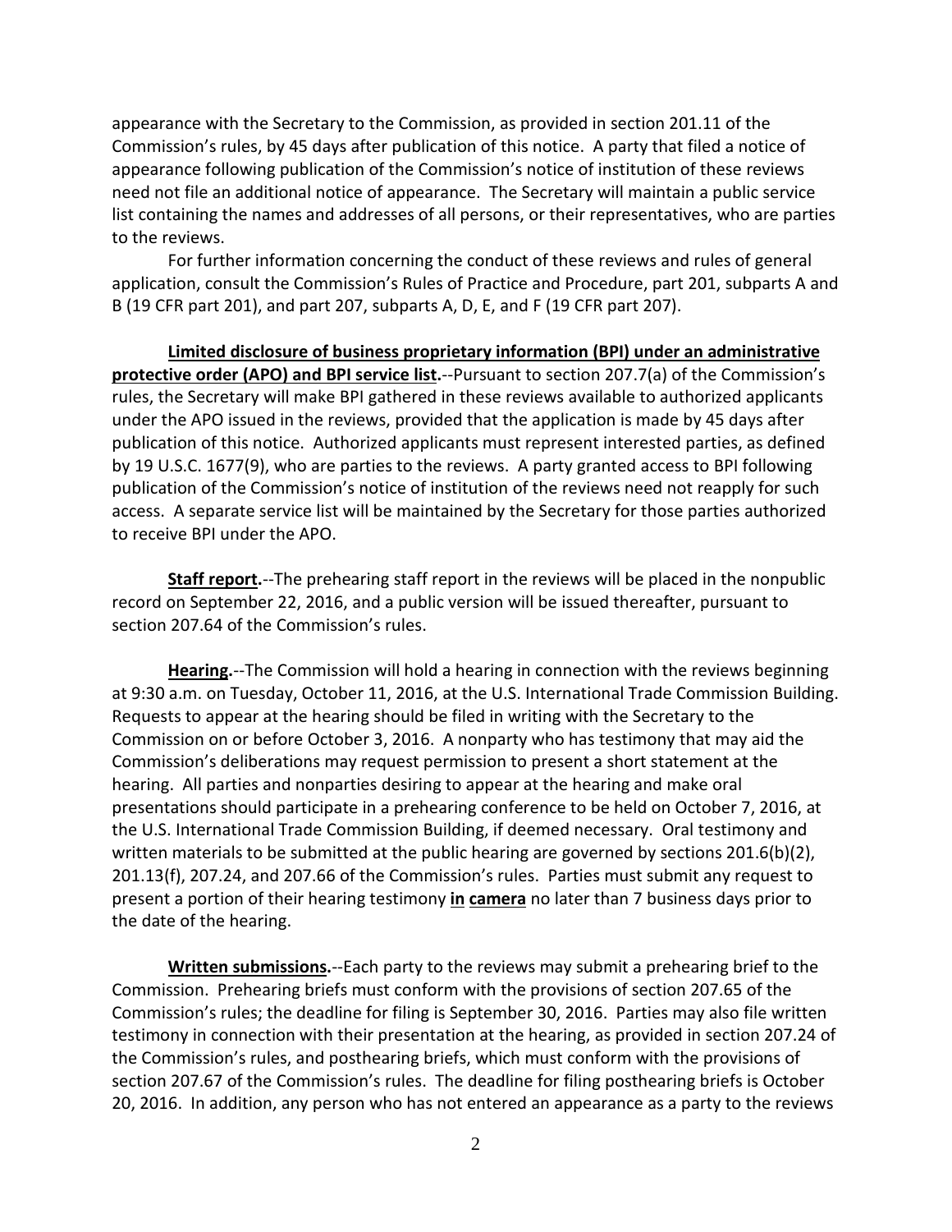appearance with the Secretary to the Commission, as provided in section 201.11 of the Commission's rules, by 45 days after publication of this notice. A party that filed a notice of appearance following publication of the Commission's notice of institution of these reviews need not file an additional notice of appearance. The Secretary will maintain a public service list containing the names and addresses of all persons, or their representatives, who are parties to the reviews.

For further information concerning the conduct of these reviews and rules of general application, consult the Commission's Rules of Practice and Procedure, part 201, subparts A and B (19 CFR part 201), and part 207, subparts A, D, E, and F (19 CFR part 207).

**Limited disclosure of business proprietary information (BPI) under an administrative protective order (APO) and BPI service list.**--Pursuant to section 207.7(a) of the Commission's rules, the Secretary will make BPI gathered in these reviews available to authorized applicants under the APO issued in the reviews, provided that the application is made by 45 days after publication of this notice. Authorized applicants must represent interested parties, as defined by 19 U.S.C. 1677(9), who are parties to the reviews. A party granted access to BPI following publication of the Commission's notice of institution of the reviews need not reapply for such access. A separate service list will be maintained by the Secretary for those parties authorized to receive BPI under the APO.

**Staff report.**--The prehearing staff report in the reviews will be placed in the nonpublic record on September 22, 2016, and a public version will be issued thereafter, pursuant to section 207.64 of the Commission's rules.

**Hearing.**--The Commission will hold a hearing in connection with the reviews beginning at 9:30 a.m. on Tuesday, October 11, 2016, at the U.S. International Trade Commission Building. Requests to appear at the hearing should be filed in writing with the Secretary to the Commission on or before October 3, 2016. A nonparty who has testimony that may aid the Commission's deliberations may request permission to present a short statement at the hearing. All parties and nonparties desiring to appear at the hearing and make oral presentations should participate in a prehearing conference to be held on October 7, 2016, at the U.S. International Trade Commission Building, if deemed necessary. Oral testimony and written materials to be submitted at the public hearing are governed by sections 201.6(b)(2), 201.13(f), 207.24, and 207.66 of the Commission's rules. Parties must submit any request to present a portion of their hearing testimony **in camera** no later than 7 business days prior to the date of the hearing.

**Written submissions.**--Each party to the reviews may submit a prehearing brief to the Commission. Prehearing briefs must conform with the provisions of section 207.65 of the Commission's rules; the deadline for filing is September 30, 2016. Parties may also file written testimony in connection with their presentation at the hearing, as provided in section 207.24 of the Commission's rules, and posthearing briefs, which must conform with the provisions of section 207.67 of the Commission's rules. The deadline for filing posthearing briefs is October 20, 2016. In addition, any person who has not entered an appearance as a party to the reviews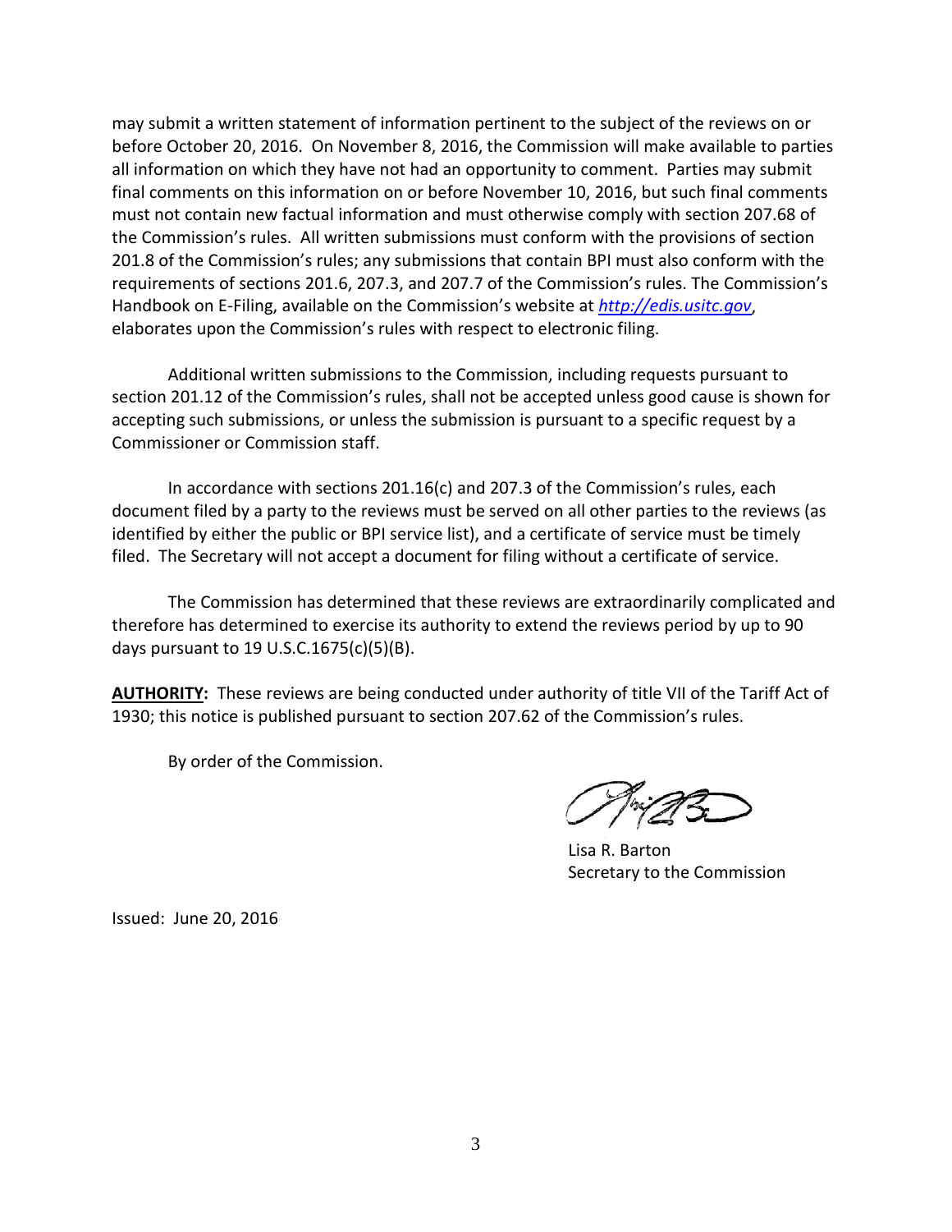may submit a written statement of information pertinent to the subject of the reviews on or before October 20, 2016. On November 8, 2016, the Commission will make available to parties all information on which they have not had an opportunity to comment. Parties may submit final comments on this information on or before November 10, 2016, but such final comments must not contain new factual information and must otherwise comply with section 207.68 of the Commission's rules. All written submissions must conform with the provisions of section 201.8 of the Commission's rules; any submissions that contain BPI must also conform with the requirements of sections 201.6, 207.3, and 207.7 of the Commission's rules. The Commission's Handbook on E-Filing, available on the Commission's website at *http://edis.usitc.gov*, elaborates upon the Commission's rules with respect to electronic filing.

Additional written submissions to the Commission, including requests pursuant to section 201.12 of the Commission's rules, shall not be accepted unless good cause is shown for accepting such submissions, or unless the submission is pursuant to a specific request by a Commissioner or Commission staff.

In accordance with sections 201.16(c) and 207.3 of the Commission's rules, each document filed by a party to the reviews must be served on all other parties to the reviews (as identified by either the public or BPI service list), and a certificate of service must be timely filed. The Secretary will not accept a document for filing without a certificate of service.

The Commission has determined that these reviews are extraordinarily complicated and therefore has determined to exercise its authority to extend the reviews period by up to 90 days pursuant to 19 U.S.C.1675(c)(5)(B).

**AUTHORITY:** These reviews are being conducted under authority of title VII of the Tariff Act of 1930; this notice is published pursuant to section 207.62 of the Commission's rules.

By order of the Commission.

Lisa R. Barton
Secretary to the Commission

Issued: June 20, 2016